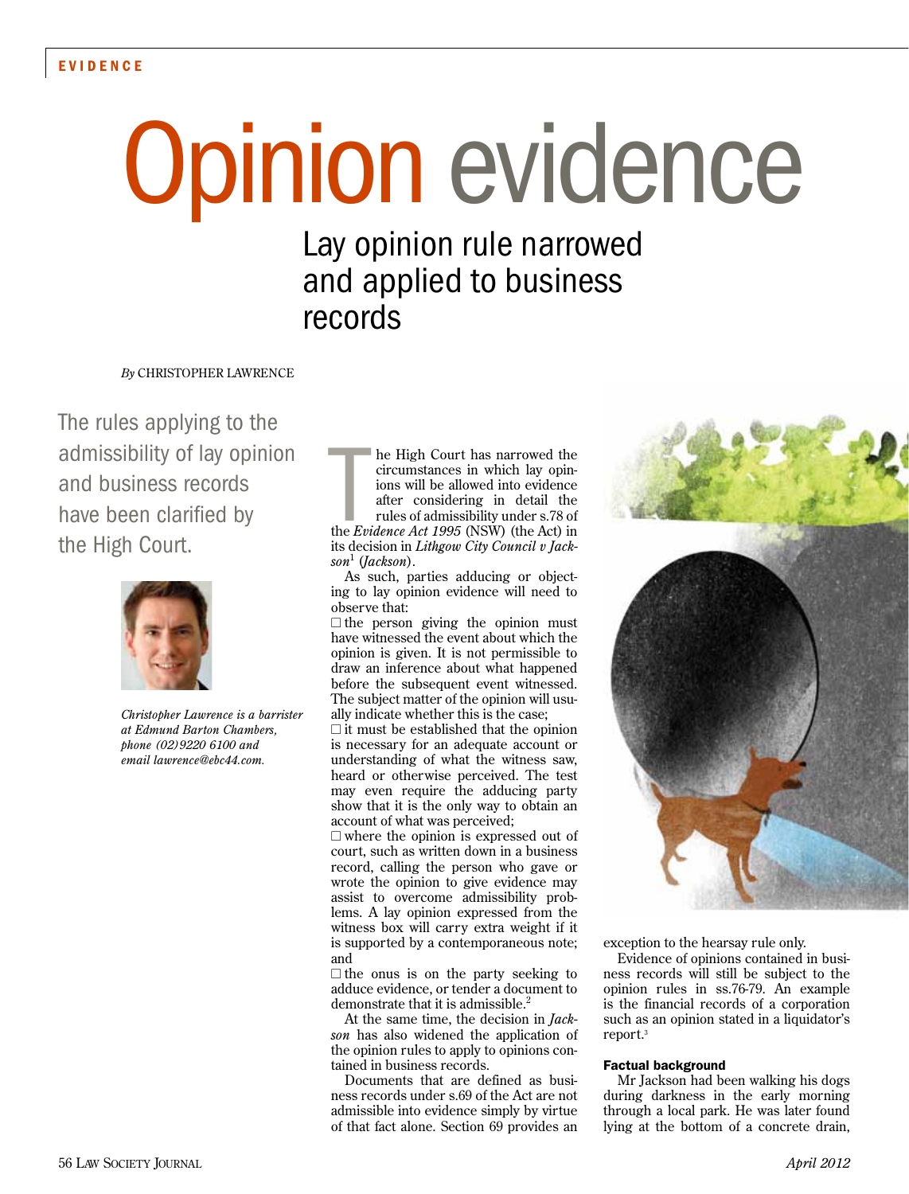# Opinion evidence

## Lay opinion rule narrowed and applied to business records

*By* CHRISTOPHER LAWRENCE

The rules applying to the admissibility of lay opinion and business records have been clarified by the High Court.

*Christopher Lawrence is a barrister at Edmund Barton Chambers, phone (02)9220 6100 and email lawrence@ebc44.com.*

The High Court has narrowed the circumstances in which lay opinions will be allowed into evidence after considering in detail the rules of admissibility under s.78 of the *Evidence Act 1995* (NSW) (the Act) in its decision in *Lithgow City Council v Jackson*[1] (*Jackson*).

As such, parties adducing or objecting to lay opinion evidence will need to observe that:

- the person giving the opinion must have witnessed the event about which the opinion is given. It is not permissible to draw an inference about what happened before the subsequent event witnessed. The subject matter of the opinion will usually indicate whether this is the case;
- it must be established that the opinion is necessary for an adequate account or understanding of what the witness saw, heard or otherwise perceived. The test may even require the adducing party show that it is the only way to obtain an account of what was perceived;
- where the opinion is expressed out of court, such as written down in a business record, calling the person who gave or wrote the opinion to give evidence may assist to overcome admissibility problems. A lay opinion expressed from the witness box will carry extra weight if it is supported by a contemporaneous note; and
- the onus is on the party seeking to adduce evidence, or tender a document to demonstrate that it is admissible.[2]

At the same time, the decision in *Jackson* has also widened the application of the opinion rules to apply to opinions contained in business records.

Documents that are defined as business records under s.69 of the Act are not admissible into evidence simply by virtue of that fact alone. Section 69 provides an exception to the hearsay rule only.

Evidence of opinions contained in business records will still be subject to the opinion rules in ss.76-79. An example is the financial records of a corporation such as an opinion stated in a liquidator's report.[3]

### Factual background

Mr Jackson had been walking his dogs during darkness in the early morning through a local park. He was later found lying at the bottom of a concrete drain,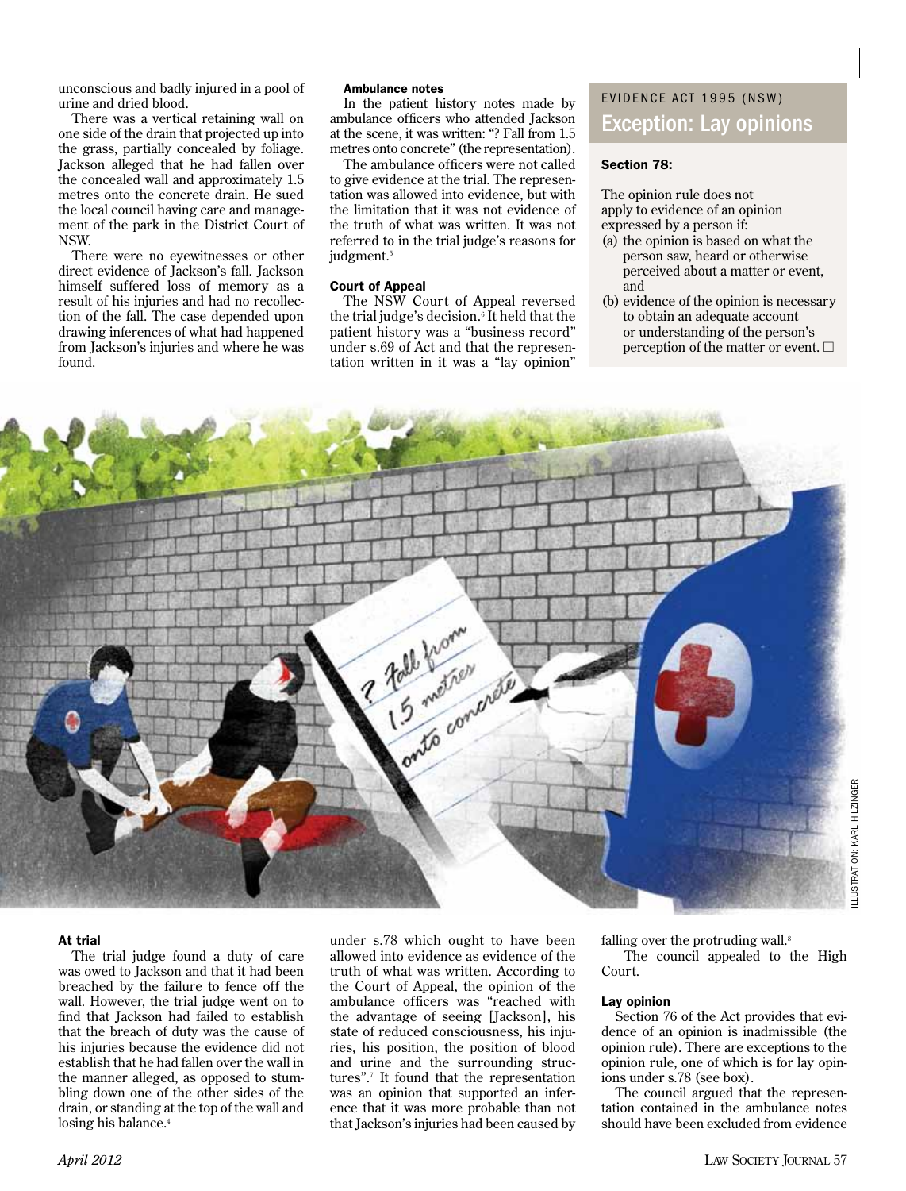unconscious and badly injured in a pool of urine and dried blood.

There was a vertical retaining wall on one side of the drain that projected up into the grass, partially concealed by foliage. Jackson alleged that he had fallen over the concealed wall and approximately 1.5 metres onto the concrete drain. He sued the local council having care and management of the park in the District Court of NSW.

There were no eyewitnesses or other direct evidence of Jackson's fall. Jackson himself suffered loss of memory as a result of his injuries and had no recollection of the fall. The case depended upon drawing inferences of what had happened from Jackson's injuries and where he was found.

#### Ambulance notes

In the patient history notes made by ambulance officers who attended Jackson at the scene, it was written: "? Fall from 1.5 metres onto concrete" (the representation).

The ambulance officers were not called to give evidence at the trial. The representation was allowed into evidence, but with the limitation that it was not evidence of the truth of what was written. It was not referred to in the trial judge's reasons for judgment.[5]

#### Court of Appeal

The NSW Court of Appeal reversed the trial judge's decision.[6] It held that the patient history was a "business record" under s.69 of Act and that the representation written in it was a "lay opinion" under s.78 which ought to have been allowed into evidence as evidence of the truth of what was written. According to the Court of Appeal, the opinion of the ambulance officers was "reached with the advantage of seeing [Jackson], his state of reduced consciousness, his injuries, his position, the position of blood and urine and the surrounding structures".[7] It found that the representation was an opinion that supported an inference that it was more probable than not that Jackson's injuries had been caused by falling over the protruding wall.[8]

The council appealed to the High Court.

> EVIDENCE ACT 1995 (NSW)
>
> ### Exception: Lay opinions
>
> **Section 78:**
>
> The opinion rule does not apply to evidence of an opinion expressed by a person if:
>
> (a) the opinion is based on what the person saw, heard or otherwise perceived about a matter or event, and
>
> (b) evidence of the opinion is necessary to obtain an adequate account or understanding of the person's perception of the matter or event. □

ILLUSTRATION: KARL HILZINGER

#### At trial

The trial judge found a duty of care was owed to Jackson and that it had been breached by the failure to fence off the wall. However, the trial judge went on to find that Jackson had failed to establish that the breach of duty was the cause of his injuries because the evidence did not establish that he had fallen over the wall in the manner alleged, as opposed to stumbling down one of the other sides of the drain, or standing at the top of the wall and losing his balance.[4]

#### Lay opinion

Section 76 of the Act provides that evidence of an opinion is inadmissible (the opinion rule). There are exceptions to the opinion rule, one of which is for lay opinions under s.78 (see box).

The council argued that the representation contained in the ambulance notes should have been excluded from evidence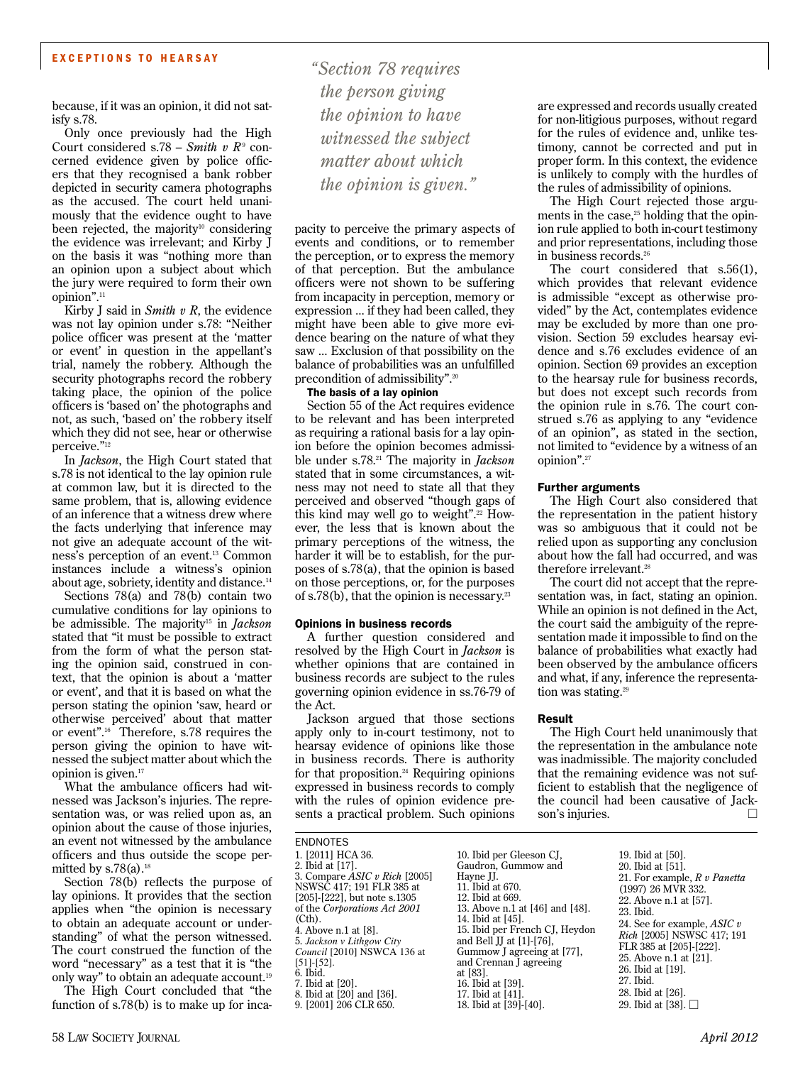because, if it was an opinion, it did not satisfy s.78.

Only once previously had the High Court considered s.78 – *Smith v R*[9] concerned evidence given by police officers that they recognised a bank robber depicted in security camera photographs as the accused. The court held unanimously that the evidence ought to have been rejected, the majority[10] considering the evidence was irrelevant; and Kirby J on the basis it was "nothing more than an opinion upon a subject about which the jury were required to form their own opinion".[11]

Kirby J said in *Smith v R*, the evidence was not lay opinion under s.78: "Neither police officer was present at the 'matter or event' in question in the appellant's trial, namely the robbery. Although the security photographs record the robbery taking place, the opinion of the police officers is 'based on' the photographs and not, as such, 'based on' the robbery itself which they did not see, hear or otherwise perceive."[12]

In *Jackson*, the High Court stated that s.78 is not identical to the lay opinion rule at common law, but it is directed to the same problem, that is, allowing evidence of an inference that a witness drew where the facts underlying that inference may not give an adequate account of the witness's perception of an event.[13] Common instances include a witness's opinion about age, sobriety, identity and distance.[14]

Sections 78(a) and 78(b) contain two cumulative conditions for lay opinions to be admissible. The majority[15] in *Jackson* stated that "it must be possible to extract from the form of what the person stating the opinion said, construed in context, that the opinion is about a 'matter or event', and that it is based on what the person stating the opinion 'saw, heard or otherwise perceived' about that matter or event".[16] Therefore, s.78 requires the person giving the opinion to have witnessed the subject matter about which the opinion is given.[17]

What the ambulance officers had witnessed was Jackson's injuries. The representation was, or was relied upon as, an opinion about the cause of those injuries, an event not witnessed by the ambulance officers and thus outside the scope permitted by s.78(a).[18]

Section 78(b) reflects the purpose of lay opinions. It provides that the section applies when "the opinion is necessary to obtain an adequate account or understanding" of what the person witnessed. The court construed the function of the word "necessary" as a test that it is "the only way" to obtain an adequate account.[19]

The High Court concluded that "the function of s.78(b) is to make up for incapacity to perceive the primary aspects of events and conditions, or to remember the perception, or to express the memory of that perception. But the ambulance officers were not shown to be suffering from incapacity in perception, memory or expression ... if they had been called, they might have been able to give more evidence bearing on the nature of what they saw ... Exclusion of that possibility on the balance of probabilities was an unfulfilled precondition of admissibility".[20]

*"Section 78 requires the person giving the opinion to have witnessed the subject matter about which the opinion is given."*

### The basis of a lay opinion

Section 55 of the Act requires evidence to be relevant and has been interpreted as requiring a rational basis for a lay opinion before the opinion becomes admissible under s.78.[21] The majority in *Jackson* stated that in some circumstances, a witness may not need to state all that they perceived and observed "though gaps of this kind may well go to weight".[22] However, the less that is known about the primary perceptions of the witness, the harder it will be to establish, for the purposes of s.78(a), that the opinion is based on those perceptions, or, for the purposes of s.78(b), that the opinion is necessary.[23]

### Opinions in business records

A further question considered and resolved by the High Court in *Jackson* is whether opinions that are contained in business records are subject to the rules governing opinion evidence in ss.76-79 of the Act.

Jackson argued that those sections apply only to in-court testimony, not to hearsay evidence of opinions like those in business records. There is authority for that proposition.[24] Requiring opinions expressed in business records to comply with the rules of opinion evidence presents a practical problem. Such opinions are expressed and records usually created for non-litigious purposes, without regard for the rules of evidence and, unlike testimony, cannot be corrected and put in proper form. In this context, the evidence is unlikely to comply with the hurdles of the rules of admissibility of opinions.

The High Court rejected those arguments in the case,[25] holding that the opinion rule applied to both in-court testimony and prior representations, including those in business records.[26]

The court considered that s.56(1), which provides that relevant evidence is admissible "except as otherwise provided" by the Act, contemplates evidence may be excluded by more than one provision. Section 59 excludes hearsay evidence and s.76 excludes evidence of an opinion. Section 69 provides an exception to the hearsay rule for business records, but does not except such records from the opinion rule in s.76. The court construed s.76 as applying to any "evidence of an opinion", as stated in the section, not limited to "evidence by a witness of an opinion".[27]

### Further arguments

The High Court also considered that the representation in the patient history was so ambiguous that it could not be relied upon as supporting any conclusion about how the fall had occurred, and was therefore irrelevant.[28]

The court did not accept that the representation was, in fact, stating an opinion. While an opinion is not defined in the Act, the court said the ambiguity of the representation made it impossible to find on the balance of probabilities what exactly had been observed by the ambulance officers and what, if any, inference the representation was stating.[29]

### Result

The High Court held unanimously that the representation in the ambulance note was inadmissible. The majority concluded that the remaining evidence was not sufficient to establish that the negligence of the council had been causative of Jackson's injuries. □

---

ENDNOTES

1. [2011] HCA 36.
2. Ibid at [17].
3. Compare *ASIC v Rich* [2005] NSWSC 417; 191 FLR 385 at [205]-[222], but note s.1305 of the *Corporations Act 2001* (Cth).
4. Above n.1 at [8].
5. *Jackson v Lithgow City Council* [2010] NSWCA 136 at [51]-[52].
6. Ibid.
7. Ibid at [20].
8. Ibid at [20] and [36].
9. [2001] 206 CLR 650.
10. Ibid per Gleeson CJ, Gaudron, Gummow and Hayne JJ.
11. Ibid at 670.
12. Ibid at 669.
13. Above n.1 at [46] and [48].
14. Ibid at [45].
15. Ibid per French CJ, Heydon and Bell JJ at [1]-[76], Gummow J agreeing at [77], and Crennan J agreeing at [83].
16. Ibid at [39].
17. Ibid at [41].
18. Ibid at [39]-[40].
19. Ibid at [50].
20. Ibid at [51].
21. For example, *R v Panetta* (1997) 26 MVR 332.
22. Above n.1 at [57].
23. Ibid.
24. See for example, *ASIC v Rich* [2005] NSWSC 417; 191 FLR 385 at [205]-[222].
25. Above n.1 at [21].
26. Ibid at [19].
27. Ibid.
28. Ibid at [26].
29. Ibid at [38]. □